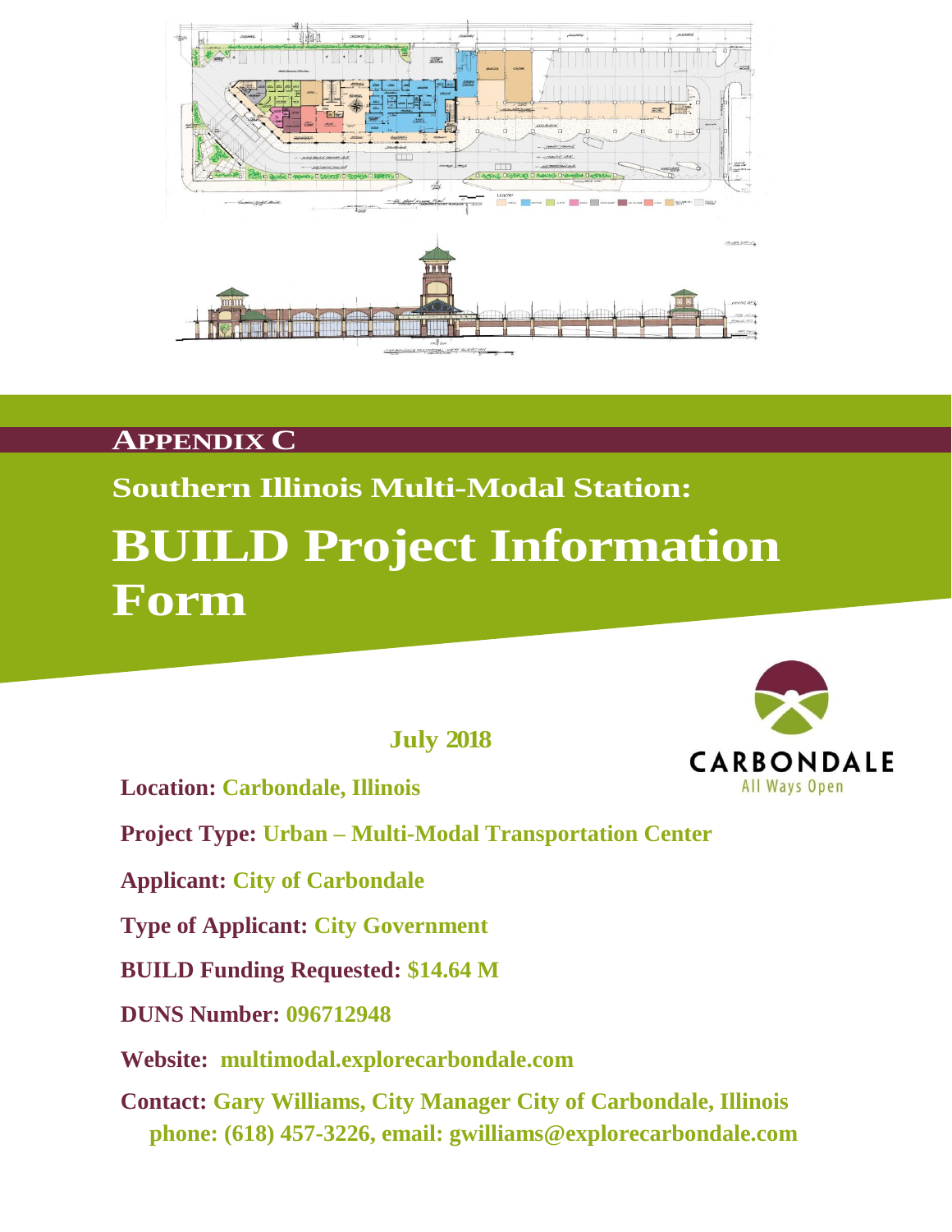# APPENDIX C

## Southern Illinois Multi-Modal Station:

# BUILD Project Information Form

**July 2018**

CARBONDALE
All Ways Open

**Location:** Carbondale, Illinois

**Project Type:** Urban – Multi-Modal Transportation Center

**Applicant:** City of Carbondale

**Type of Applicant:** City Government

**BUILD Funding Requested:** $14.64 M

**DUNS Number:** 096712948

**Website:** multimodal.explorecarbondale.com

**Contact:** Gary Williams, City Manager City of Carbondale, Illinois
phone: (618) 457-3226, email: gwilliams@explorecarbondale.com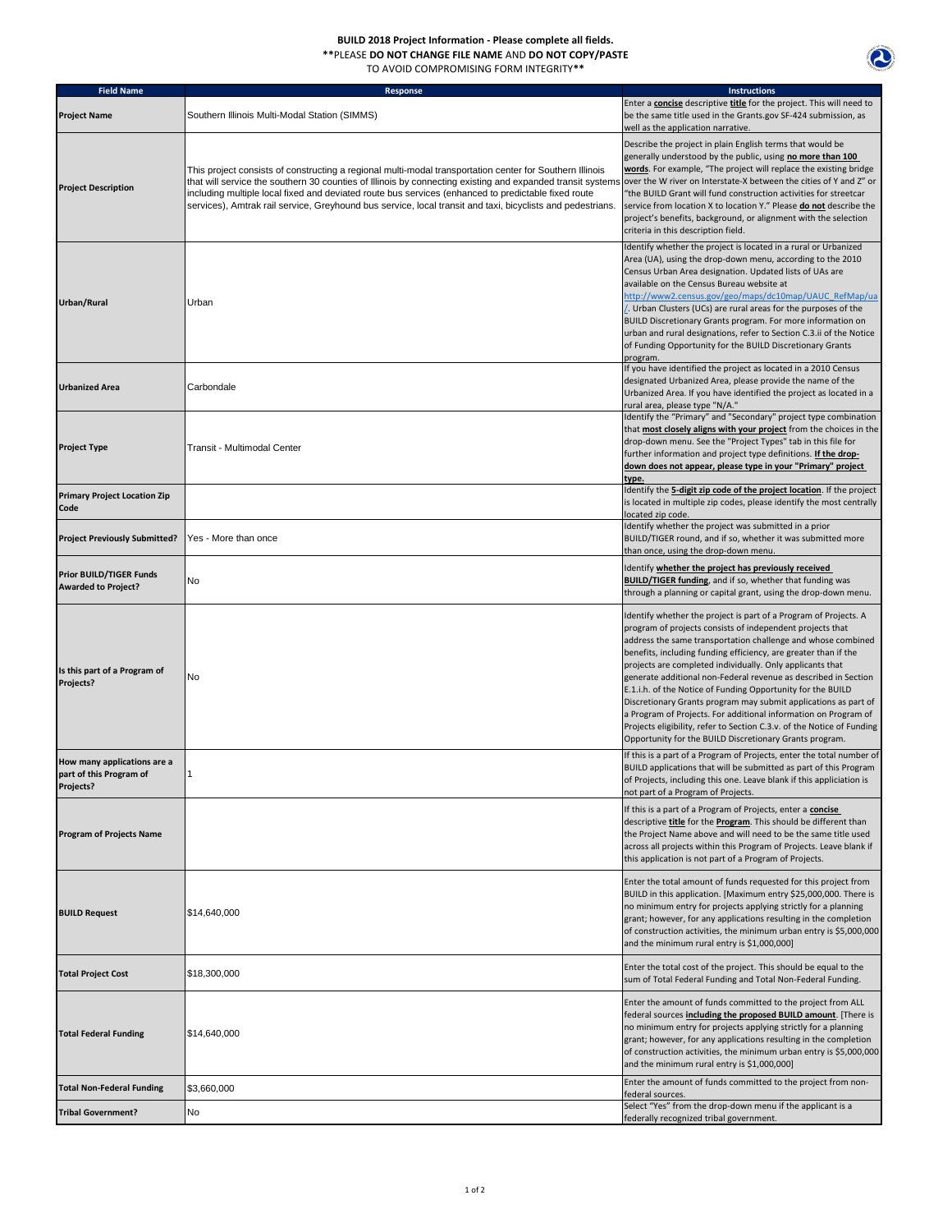**BUILD 2018 Project Information - Please complete all fields.**
**PLEASE DO NOT CHANGE FILE NAME AND DO NOT COPY/PASTE**
TO AVOID COMPROMISING FORM INTEGRITY

| Field Name | Response | Instructions |
|---|---|---|
| **Project Name** | Southern Illinois Multi-Modal Station (SIMMS) | Enter a **concise** descriptive **title** for the project. This will need to be the same title used in the Grants.gov SF-424 submission, as well as the application narrative. |
| **Project Description** | This project consists of constructing a regional multi-modal transportation center for Southern Illinois that will service the southern 30 counties of Illinois by connecting existing and expanded transit systems including multiple local fixed and deviated route bus services (enhanced to predictable fixed route services), Amtrak rail service, Greyhound bus service, local transit and taxi, bicyclists and pedestrians. | Describe the project in plain English terms that would be generally understood by the public, using **no more than 100 words**. For example, "The project will replace the existing bridge over the W river on Interstate-X between the cities of Y and Z" or "the BUILD Grant will fund construction activities for streetcar service from location X to location Y." Please **do not** describe the project's benefits, background, or alignment with the selection criteria in this description field. |
| **Urban/Rural** | Urban | Identify whether the project is located in a rural or Urbanized Area (UA), using the drop-down menu, according to the 2010 Census Urban Area designation. Updated lists of UAs are available on the Census Bureau website at http://www2.census.gov/geo/maps/dc10map/UAUC_RefMap/ua/. Urban Clusters (UCs) are rural areas for the purposes of the BUILD Discretionary Grants program. For more information on urban and rural designations, refer to Section C.3.ii of the Notice of Funding Opportunity for the BUILD Discretionary Grants program. |
| **Urbanized Area** | Carbondale | If you have identified the project as located in a 2010 Census designated Urbanized Area, please provide the name of the Urbanized Area. If you have identified the project as located in a rural area, please type "N/A." |
| **Project Type** | Transit - Multimodal Center | Identify the "Primary" and "Secondary" project type combination that **most closely aligns with your project** from the choices in the drop-down menu. See the "Project Types" tab in this file for further information and project type definitions. **If the drop-down does not appear, please type in your "Primary" project type.** |
| **Primary Project Location Zip Code** | | Identify the **5-digit zip code of the project location**. If the project is located in multiple zip codes, please identify the most centrally located zip code. |
| **Project Previously Submitted?** | Yes - More than once | Identify whether the project was submitted in a prior BUILD/TIGER round, and if so, whether it was submitted more than once, using the drop-down menu. |
| **Prior BUILD/TIGER Funds Awarded to Project?** | No | Identify **whether the project has previously received BUILD/TIGER funding**, and if so, whether that funding was through a planning or capital grant, using the drop-down menu. |
| **Is this part of a Program of Projects?** | No | Identify whether the project is part of a Program of Projects. A program of projects consists of independent projects that address the same transportation challenge and whose combined benefits, including funding efficiency, are greater than if the projects are completed individually. Only applicants that generate additional non-Federal revenue as described in Section E.1.i.h. of the Notice of Funding Opportunity for the BUILD Discretionary Grants program may submit applications as part of a Program of Projects. For additional information on Program of Projects eligibility, refer to Section C.3.v. of the Notice of Funding Opportunity for the BUILD Discretionary Grants program. |
| **How many applications are a part of this Program of Projects?** | 1 | If this is a part of a Program of Projects, enter the total number of BUILD applications that will be submitted as part of this Program of Projects, including this one. Leave blank if this appliciation is not part of a Program of Projects. |
| **Program of Projects Name** | | If this is a part of a Program of Projects, enter a **concise** descriptive **title** for the **Program**. This should be different than the Project Name above and will need to be the same title used across all projects within this Program of Projects. Leave blank if this application is not part of a Program of Projects. |
| **BUILD Request** | $14,640,000 | Enter the total amount of funds requested for this project from BUILD in this application. [Maximum entry $25,000,000. There is no minimum entry for projects applying strictly for a planning grant; however, for any applications resulting in the completion of construction activities, the minimum urban entry is $5,000,000 and the minimum rural entry is $1,000,000] |
| **Total Project Cost** | $18,300,000 | Enter the total cost of the project. This should be equal to the sum of Total Federal Funding and Total Non-Federal Funding. |
| **Total Federal Funding** | $14,640,000 | Enter the amount of funds committed to the project from ALL federal sources **including the proposed BUILD amount**. [There is no minimum entry for projects applying strictly for a planning grant; however, for any applications resulting in the completion of construction activities, the minimum urban entry is $5,000,000 and the minimum rural entry is $1,000,000] |
| **Total Non-Federal Funding** | $3,660,000 | Enter the amount of funds committed to the project from non-federal sources. |
| **Tribal Government?** | No | Select "Yes" from the drop-down menu if the applicant is a federally recognized tribal government. |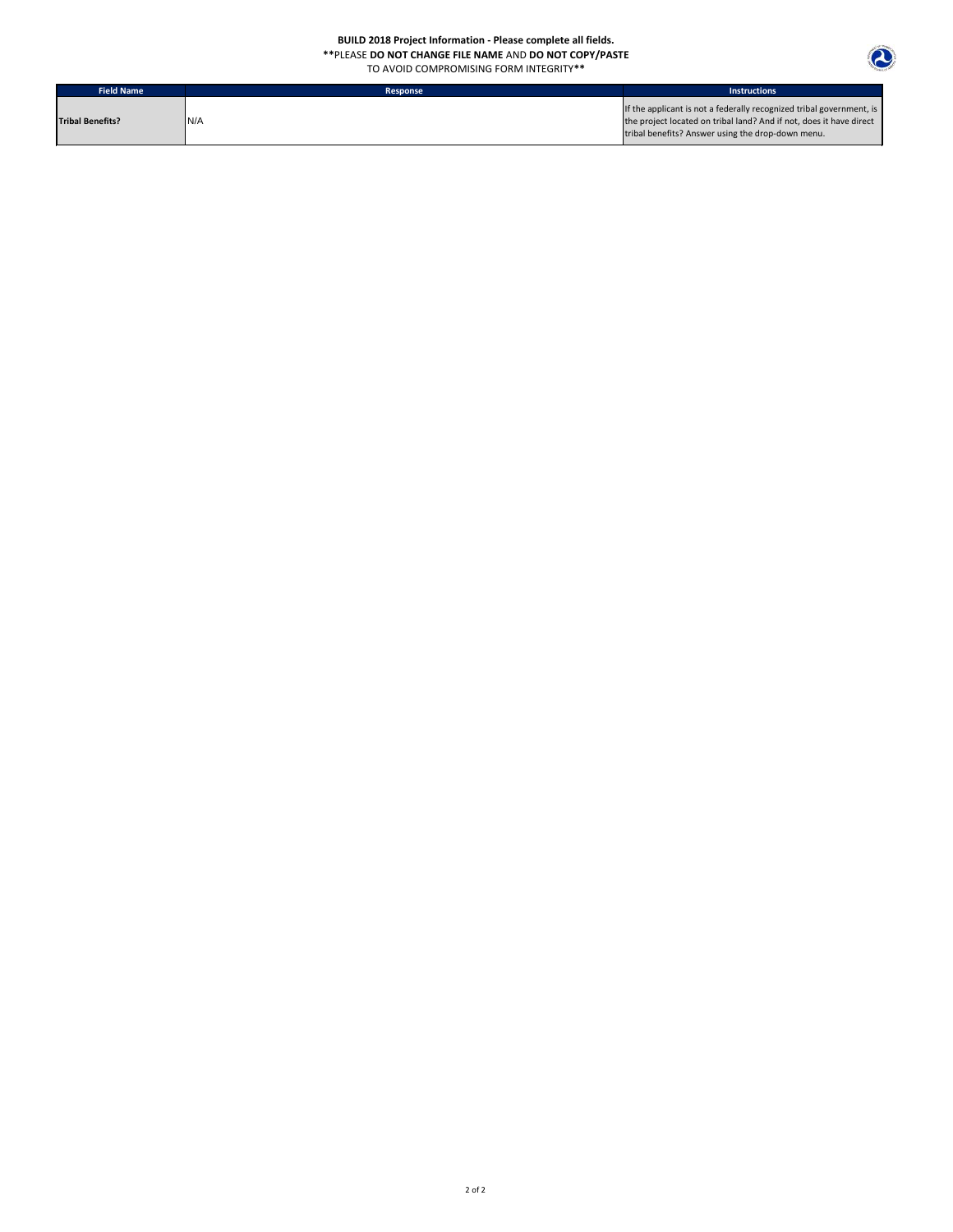**BUILD 2018 Project Information - Please complete all fields.**
**PLEASE **DO NOT CHANGE FILE NAME** AND **DO NOT COPY/PASTE**
TO AVOID COMPROMISING FORM INTEGRITY**

| Field Name | Response | Instructions |
|---|---|---|
| **Tribal Benefits?** | N/A | If the applicant is not a federally recognized tribal government, is the project located on tribal land? And if not, does it have direct tribal benefits? Answer using the drop-down menu. |